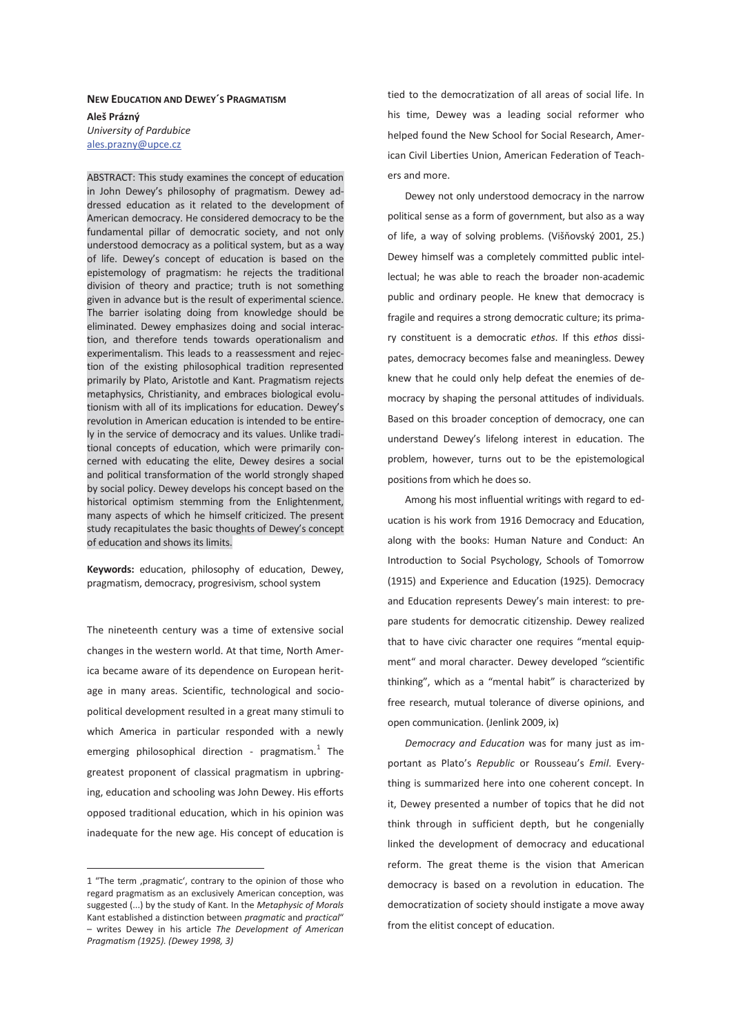# NEW EDUCATION AND DEWEY´S PRAGMATISM

**Aleš Prázný**
*University of Pardubice*
ales.prazny@upce.cz

ABSTRACT: This study examines the concept of education in John Dewey's philosophy of pragmatism. Dewey addressed education as it related to the development of American democracy. He considered democracy to be the fundamental pillar of democratic society, and not only understood democracy as a political system, but as a way of life. Dewey's concept of education is based on the epistemology of pragmatism: he rejects the traditional division of theory and practice; truth is not something given in advance but is the result of experimental science. The barrier isolating doing from knowledge should be eliminated. Dewey emphasizes doing and social interaction, and therefore tends towards operationalism and experimentalism. This leads to a reassessment and rejection of the existing philosophical tradition represented primarily by Plato, Aristotle and Kant. Pragmatism rejects metaphysics, Christianity, and embraces biological evolutionism with all of its implications for education. Dewey's revolution in American education is intended to be entirely in the service of democracy and its values. Unlike traditional concepts of education, which were primarily concerned with educating the elite, Dewey desires a social and political transformation of the world strongly shaped by social policy. Dewey develops his concept based on the historical optimism stemming from the Enlightenment, many aspects of which he himself criticized. The present study recapitulates the basic thoughts of Dewey's concept of education and shows its limits.

**Keywords:** education, philosophy of education, Dewey, pragmatism, democracy, progresivism, school system

The nineteenth century was a time of extensive social changes in the western world. At that time, North America became aware of its dependence on European heritage in many areas. Scientific, technological and sociopolitical development resulted in a great many stimuli to which America in particular responded with a newly emerging philosophical direction - pragmatism.[1] The greatest proponent of classical pragmatism in upbringing, education and schooling was John Dewey. His efforts opposed traditional education, which in his opinion was inadequate for the new age. His concept of education is tied to the democratization of all areas of social life. In his time, Dewey was a leading social reformer who helped found the New School for Social Research, American Civil Liberties Union, American Federation of Teachers and more.

Dewey not only understood democracy in the narrow political sense as a form of government, but also as a way of life, a way of solving problems. (Višňovský 2001, 25.) Dewey himself was a completely committed public intellectual; he was able to reach the broader non-academic public and ordinary people. He knew that democracy is fragile and requires a strong democratic culture; its primary constituent is a democratic *ethos*. If this *ethos* dissipates, democracy becomes false and meaningless. Dewey knew that he could only help defeat the enemies of democracy by shaping the personal attitudes of individuals. Based on this broader conception of democracy, one can understand Dewey's lifelong interest in education. The problem, however, turns out to be the epistemological positions from which he does so.

Among his most influential writings with regard to education is his work from 1916 Democracy and Education, along with the books: Human Nature and Conduct: An Introduction to Social Psychology, Schools of Tomorrow (1915) and Experience and Education (1925). Democracy and Education represents Dewey's main interest: to prepare students for democratic citizenship. Dewey realized that to have civic character one requires "mental equipment" and moral character. Dewey developed "scientific thinking", which as a "mental habit" is characterized by free research, mutual tolerance of diverse opinions, and open communication. (Jenlink 2009, ix)

*Democracy and Education* was for many just as important as Plato's *Republic* or Rousseau's *Emil*. Everything is summarized here into one coherent concept. In it, Dewey presented a number of topics that he did not think through in sufficient depth, but he congenially linked the development of democracy and educational reform. The great theme is the vision that American democracy is based on a revolution in education. The democratization of society should instigate a move away from the elitist concept of education.

---

1 "The term ‚pragmatic', contrary to the opinion of those who regard pragmatism as an exclusively American conception, was suggested (...) by the study of Kant. In the *Metaphysic of Morals* Kant established a distinction between *pragmatic* and *practical*" – writes Dewey in his article *The Development of American Pragmatism (1925). (Dewey 1998, 3)*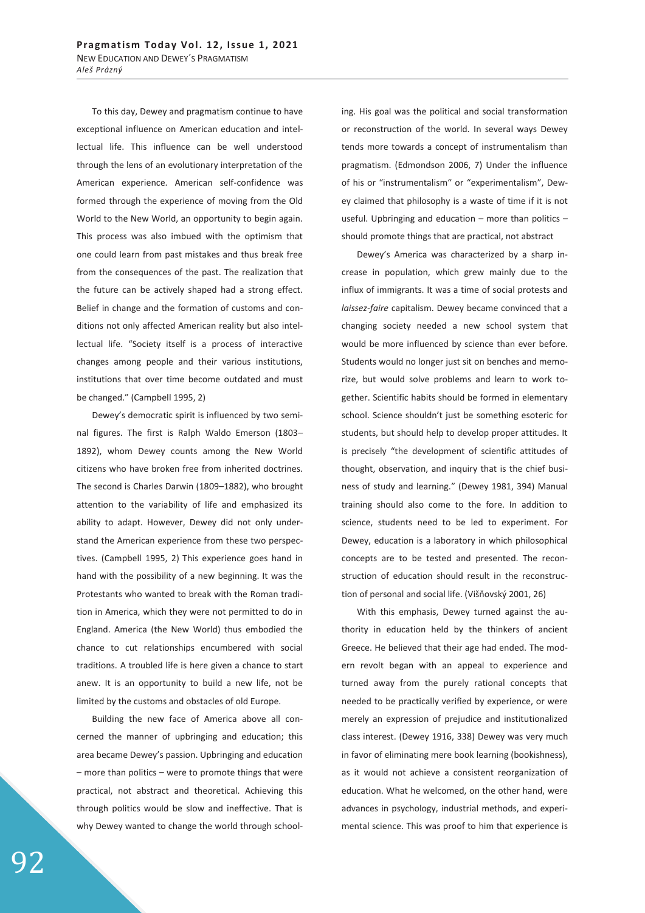To this day, Dewey and pragmatism continue to have exceptional influence on American education and intellectual life. This influence can be well understood through the lens of an evolutionary interpretation of the American experience. American self-confidence was formed through the experience of moving from the Old World to the New World, an opportunity to begin again. This process was also imbued with the optimism that one could learn from past mistakes and thus break free from the consequences of the past. The realization that the future can be actively shaped had a strong effect. Belief in change and the formation of customs and conditions not only affected American reality but also intellectual life. "Society itself is a process of interactive changes among people and their various institutions, institutions that over time become outdated and must be changed." (Campbell 1995, 2)

Dewey's democratic spirit is influenced by two seminal figures. The first is Ralph Waldo Emerson (1803–1892), whom Dewey counts among the New World citizens who have broken free from inherited doctrines. The second is Charles Darwin (1809–1882), who brought attention to the variability of life and emphasized its ability to adapt. However, Dewey did not only understand the American experience from these two perspectives. (Campbell 1995, 2) This experience goes hand in hand with the possibility of a new beginning. It was the Protestants who wanted to break with the Roman tradition in America, which they were not permitted to do in England. America (the New World) thus embodied the chance to cut relationships encumbered with social traditions. A troubled life is here given a chance to start anew. It is an opportunity to build a new life, not be limited by the customs and obstacles of old Europe.

Building the new face of America above all concerned the manner of upbringing and education; this area became Dewey's passion. Upbringing and education – more than politics – were to promote things that were practical, not abstract and theoretical. Achieving this through politics would be slow and ineffective. That is why Dewey wanted to change the world through schooling. His goal was the political and social transformation or reconstruction of the world. In several ways Dewey tends more towards a concept of instrumentalism than pragmatism. (Edmondson 2006, 7) Under the influence of his or "instrumentalism" or "experimentalism", Dewey claimed that philosophy is a waste of time if it is not useful. Upbringing and education – more than politics – should promote things that are practical, not abstract

Dewey's America was characterized by a sharp increase in population, which grew mainly due to the influx of immigrants. It was a time of social protests and *laissez-faire* capitalism. Dewey became convinced that a changing society needed a new school system that would be more influenced by science than ever before. Students would no longer just sit on benches and memorize, but would solve problems and learn to work together. Scientific habits should be formed in elementary school. Science shouldn't just be something esoteric for students, but should help to develop proper attitudes. It is precisely "the development of scientific attitudes of thought, observation, and inquiry that is the chief business of study and learning." (Dewey 1981, 394) Manual training should also come to the fore. In addition to science, students need to be led to experiment. For Dewey, education is a laboratory in which philosophical concepts are to be tested and presented. The reconstruction of education should result in the reconstruction of personal and social life. (Višňovský 2001, 26)

With this emphasis, Dewey turned against the authority in education held by the thinkers of ancient Greece. He believed that their age had ended. The modern revolt began with an appeal to experience and turned away from the purely rational concepts that needed to be practically verified by experience, or were merely an expression of prejudice and institutionalized class interest. (Dewey 1916, 338) Dewey was very much in favor of eliminating mere book learning (bookishness), as it would not achieve a consistent reorganization of education. What he welcomed, on the other hand, were advances in psychology, industrial methods, and experimental science. This was proof to him that experience is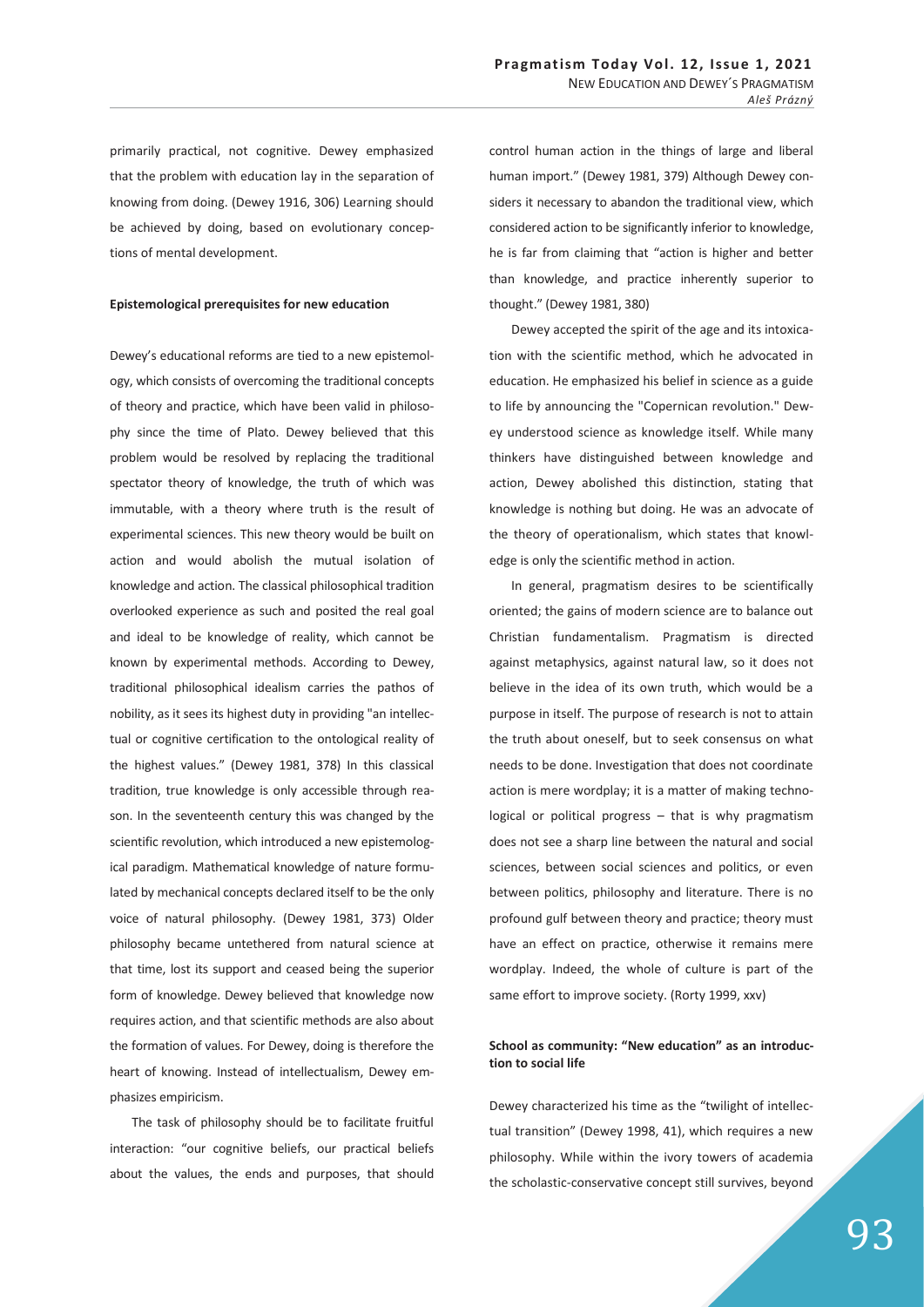primarily practical, not cognitive. Dewey emphasized that the problem with education lay in the separation of knowing from doing. (Dewey 1916, 306) Learning should be achieved by doing, based on evolutionary conceptions of mental development.

**Epistemological prerequisites for new education**

Dewey's educational reforms are tied to a new epistemology, which consists of overcoming the traditional concepts of theory and practice, which have been valid in philosophy since the time of Plato. Dewey believed that this problem would be resolved by replacing the traditional spectator theory of knowledge, the truth of which was immutable, with a theory where truth is the result of experimental sciences. This new theory would be built on action and would abolish the mutual isolation of knowledge and action. The classical philosophical tradition overlooked experience as such and posited the real goal and ideal to be knowledge of reality, which cannot be known by experimental methods. According to Dewey, traditional philosophical idealism carries the pathos of nobility, as it sees its highest duty in providing "an intellectual or cognitive certification to the ontological reality of the highest values." (Dewey 1981, 378) In this classical tradition, true knowledge is only accessible through reason. In the seventeenth century this was changed by the scientific revolution, which introduced a new epistemological paradigm. Mathematical knowledge of nature formulated by mechanical concepts declared itself to be the only voice of natural philosophy. (Dewey 1981, 373) Older philosophy became untethered from natural science at that time, lost its support and ceased being the superior form of knowledge. Dewey believed that knowledge now requires action, and that scientific methods are also about the formation of values. For Dewey, doing is therefore the heart of knowing. Instead of intellectualism, Dewey emphasizes empiricism.

The task of philosophy should be to facilitate fruitful interaction: "our cognitive beliefs, our practical beliefs about the values, the ends and purposes, that should control human action in the things of large and liberal human import." (Dewey 1981, 379) Although Dewey considers it necessary to abandon the traditional view, which considered action to be significantly inferior to knowledge, he is far from claiming that "action is higher and better than knowledge, and practice inherently superior to thought." (Dewey 1981, 380)

Dewey accepted the spirit of the age and its intoxication with the scientific method, which he advocated in education. He emphasized his belief in science as a guide to life by announcing the "Copernican revolution." Dewey understood science as knowledge itself. While many thinkers have distinguished between knowledge and action, Dewey abolished this distinction, stating that knowledge is nothing but doing. He was an advocate of the theory of operationalism, which states that knowledge is only the scientific method in action.

In general, pragmatism desires to be scientifically oriented; the gains of modern science are to balance out Christian fundamentalism. Pragmatism is directed against metaphysics, against natural law, so it does not believe in the idea of its own truth, which would be a purpose in itself. The purpose of research is not to attain the truth about oneself, but to seek consensus on what needs to be done. Investigation that does not coordinate action is mere wordplay; it is a matter of making technological or political progress – that is why pragmatism does not see a sharp line between the natural and social sciences, between social sciences and politics, or even between politics, philosophy and literature. There is no profound gulf between theory and practice; theory must have an effect on practice, otherwise it remains mere wordplay. Indeed, the whole of culture is part of the same effort to improve society. (Rorty 1999, xxv)

**School as community: "New education" as an introduction to social life**

Dewey characterized his time as the "twilight of intellectual transition" (Dewey 1998, 41), which requires a new philosophy. While within the ivory towers of academia the scholastic-conservative concept still survives, beyond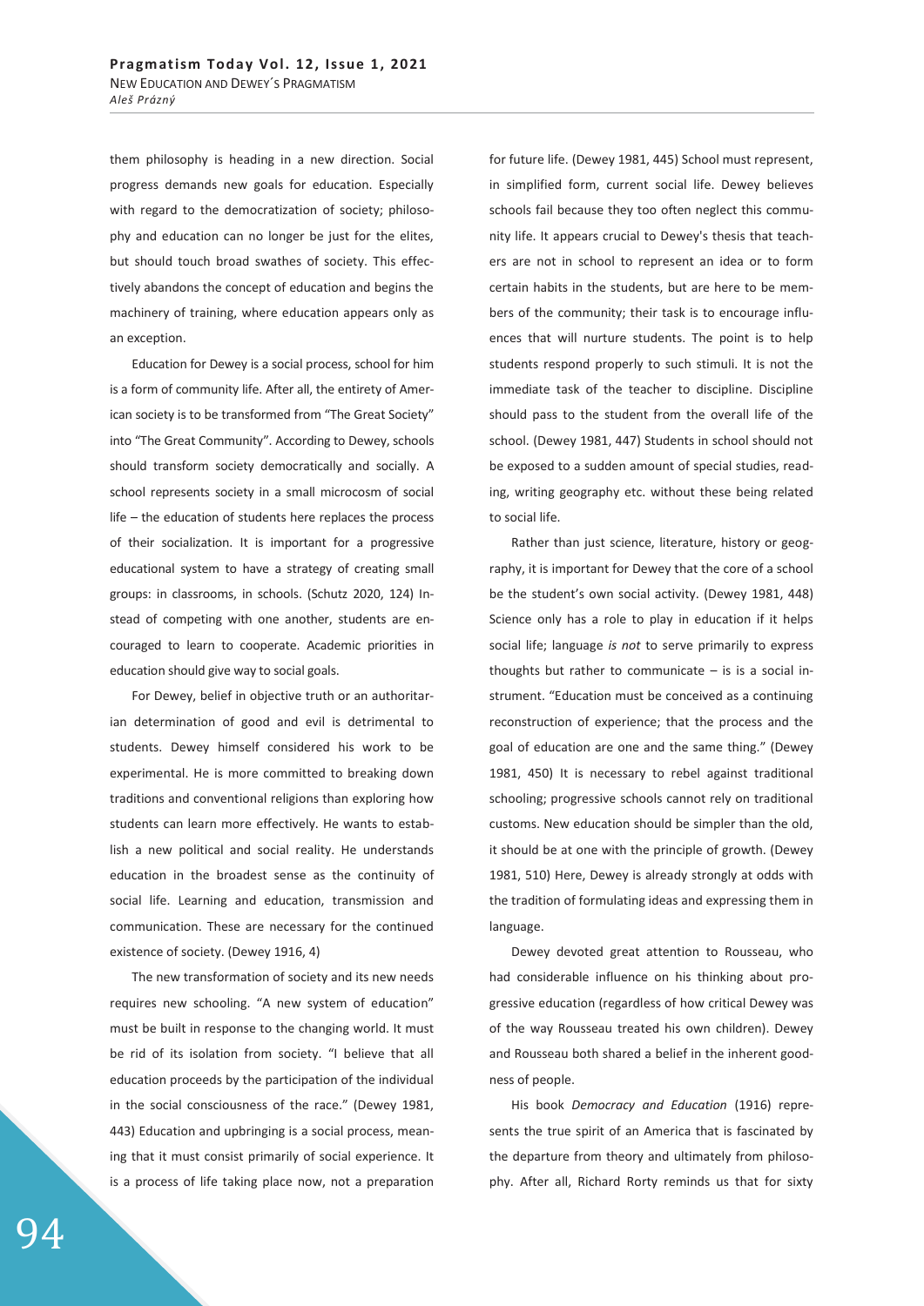them philosophy is heading in a new direction. Social progress demands new goals for education. Especially with regard to the democratization of society; philosophy and education can no longer be just for the elites, but should touch broad swathes of society. This effectively abandons the concept of education and begins the machinery of training, where education appears only as an exception.

Education for Dewey is a social process, school for him is a form of community life. After all, the entirety of American society is to be transformed from "The Great Society" into "The Great Community". According to Dewey, schools should transform society democratically and socially. A school represents society in a small microcosm of social life – the education of students here replaces the process of their socialization. It is important for a progressive educational system to have a strategy of creating small groups: in classrooms, in schools. (Schutz 2020, 124) Instead of competing with one another, students are encouraged to learn to cooperate. Academic priorities in education should give way to social goals.

For Dewey, belief in objective truth or an authoritarian determination of good and evil is detrimental to students. Dewey himself considered his work to be experimental. He is more committed to breaking down traditions and conventional religions than exploring how students can learn more effectively. He wants to establish a new political and social reality. He understands education in the broadest sense as the continuity of social life. Learning and education, transmission and communication. These are necessary for the continued existence of society. (Dewey 1916, 4)

The new transformation of society and its new needs requires new schooling. "A new system of education" must be built in response to the changing world. It must be rid of its isolation from society. "I believe that all education proceeds by the participation of the individual in the social consciousness of the race." (Dewey 1981, 443) Education and upbringing is a social process, meaning that it must consist primarily of social experience. It is a process of life taking place now, not a preparation for future life. (Dewey 1981, 445) School must represent, in simplified form, current social life. Dewey believes schools fail because they too often neglect this community life. It appears crucial to Dewey's thesis that teachers are not in school to represent an idea or to form certain habits in the students, but are here to be members of the community; their task is to encourage influences that will nurture students. The point is to help students respond properly to such stimuli. It is not the immediate task of the teacher to discipline. Discipline should pass to the student from the overall life of the school. (Dewey 1981, 447) Students in school should not be exposed to a sudden amount of special studies, reading, writing geography etc. without these being related to social life.

Rather than just science, literature, history or geography, it is important for Dewey that the core of a school be the student's own social activity. (Dewey 1981, 448) Science only has a role to play in education if it helps social life; language *is not* to serve primarily to express thoughts but rather to communicate – is is a social instrument. "Education must be conceived as a continuing reconstruction of experience; that the process and the goal of education are one and the same thing." (Dewey 1981, 450) It is necessary to rebel against traditional schooling; progressive schools cannot rely on traditional customs. New education should be simpler than the old, it should be at one with the principle of growth. (Dewey 1981, 510) Here, Dewey is already strongly at odds with the tradition of formulating ideas and expressing them in language.

Dewey devoted great attention to Rousseau, who had considerable influence on his thinking about progressive education (regardless of how critical Dewey was of the way Rousseau treated his own children). Dewey and Rousseau both shared a belief in the inherent goodness of people.

His book *Democracy and Education* (1916) represents the true spirit of an America that is fascinated by the departure from theory and ultimately from philosophy. After all, Richard Rorty reminds us that for sixty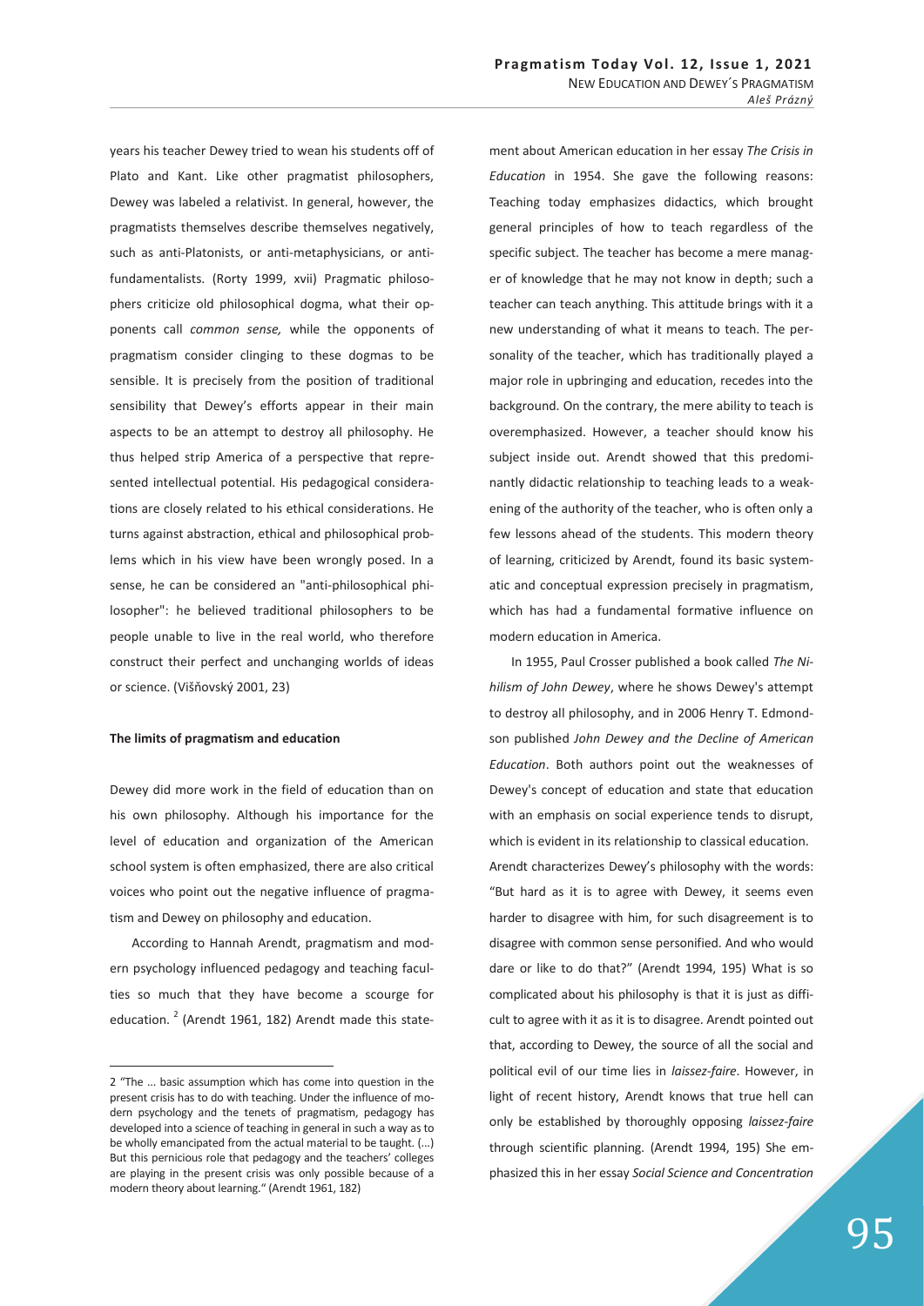years his teacher Dewey tried to wean his students off of Plato and Kant. Like other pragmatist philosophers, Dewey was labeled a relativist. In general, however, the pragmatists themselves describe themselves negatively, such as anti-Platonists, or anti-metaphysicians, or anti-fundamentalists. (Rorty 1999, xvii) Pragmatic philosophers criticize old philosophical dogma, what their opponents call *common sense,* while the opponents of pragmatism consider clinging to these dogmas to be sensible. It is precisely from the position of traditional sensibility that Dewey's efforts appear in their main aspects to be an attempt to destroy all philosophy. He thus helped strip America of a perspective that represented intellectual potential. His pedagogical considerations are closely related to his ethical considerations. He turns against abstraction, ethical and philosophical problems which in his view have been wrongly posed. In a sense, he can be considered an "anti-philosophical philosopher": he believed traditional philosophers to be people unable to live in the real world, who therefore construct their perfect and unchanging worlds of ideas or science. (Višňovský 2001, 23)

**The limits of pragmatism and education**

Dewey did more work in the field of education than on his own philosophy. Although his importance for the level of education and organization of the American school system is often emphasized, there are also critical voices who point out the negative influence of pragmatism and Dewey on philosophy and education.

According to Hannah Arendt, pragmatism and modern psychology influenced pedagogy and teaching faculties so much that they have become a scourge for education. [2] (Arendt 1961, 182) Arendt made this statement about American education in her essay *The Crisis in Education* in 1954. She gave the following reasons: Teaching today emphasizes didactics, which brought general principles of how to teach regardless of the specific subject. The teacher has become a mere manager of knowledge that he may not know in depth; such a teacher can teach anything. This attitude brings with it a new understanding of what it means to teach. The personality of the teacher, which has traditionally played a major role in upbringing and education, recedes into the background. On the contrary, the mere ability to teach is overemphasized. However, a teacher should know his subject inside out. Arendt showed that this predominantly didactic relationship to teaching leads to a weakening of the authority of the teacher, who is often only a few lessons ahead of the students. This modern theory of learning, criticized by Arendt, found its basic systematic and conceptual expression precisely in pragmatism, which has had a fundamental formative influence on modern education in America.

In 1955, Paul Crosser published a book called *The Nihilism of John Dewey*, where he shows Dewey's attempt to destroy all philosophy, and in 2006 Henry T. Edmondson published *John Dewey and the Decline of American Education*. Both authors point out the weaknesses of Dewey's concept of education and state that education with an emphasis on social experience tends to disrupt, which is evident in its relationship to classical education. Arendt characterizes Dewey's philosophy with the words: "But hard as it is to agree with Dewey, it seems even harder to disagree with him, for such disagreement is to disagree with common sense personified. And who would dare or like to do that?" (Arendt 1994, 195) What is so complicated about his philosophy is that it is just as difficult to agree with it as it is to disagree. Arendt pointed out that, according to Dewey, the source of all the social and political evil of our time lies in *laissez-faire*. However, in light of recent history, Arendt knows that true hell can only be established by thoroughly opposing *laissez-faire* through scientific planning. (Arendt 1994, 195) She emphasized this in her essay *Social Science and Concentration*

[2] "The … basic assumption which has come into question in the present crisis has to do with teaching. Under the influence of modern psychology and the tenets of pragmatism, pedagogy has developed into a science of teaching in general in such a way as to be wholly emancipated from the actual material to be taught. (...) But this pernicious role that pedagogy and the teachers' colleges are playing in the present crisis was only possible because of a modern theory about learning." (Arendt 1961, 182)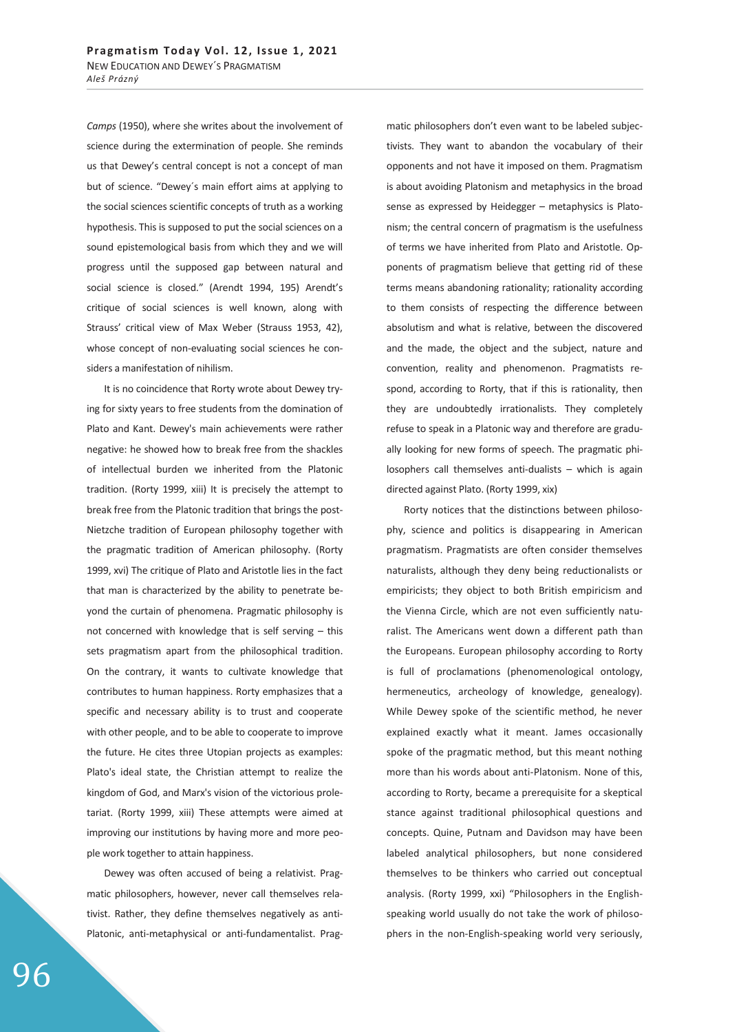*Camps* (1950), where she writes about the involvement of science during the extermination of people. She reminds us that Dewey's central concept is not a concept of man but of science. "Dewey´s main effort aims at applying to the social sciences scientific concepts of truth as a working hypothesis. This is supposed to put the social sciences on a sound epistemological basis from which they and we will progress until the supposed gap between natural and social science is closed." (Arendt 1994, 195) Arendt's critique of social sciences is well known, along with Strauss' critical view of Max Weber (Strauss 1953, 42), whose concept of non-evaluating social sciences he considers a manifestation of nihilism.

It is no coincidence that Rorty wrote about Dewey trying for sixty years to free students from the domination of Plato and Kant. Dewey's main achievements were rather negative: he showed how to break free from the shackles of intellectual burden we inherited from the Platonic tradition. (Rorty 1999, xiii) It is precisely the attempt to break free from the Platonic tradition that brings the post-Nietzche tradition of European philosophy together with the pragmatic tradition of American philosophy. (Rorty 1999, xvi) The critique of Plato and Aristotle lies in the fact that man is characterized by the ability to penetrate beyond the curtain of phenomena. Pragmatic philosophy is not concerned with knowledge that is self serving – this sets pragmatism apart from the philosophical tradition. On the contrary, it wants to cultivate knowledge that contributes to human happiness. Rorty emphasizes that a specific and necessary ability is to trust and cooperate with other people, and to be able to cooperate to improve the future. He cites three Utopian projects as examples: Plato's ideal state, the Christian attempt to realize the kingdom of God, and Marx's vision of the victorious proletariat. (Rorty 1999, xiii) These attempts were aimed at improving our institutions by having more and more people work together to attain happiness.

Dewey was often accused of being a relativist. Pragmatic philosophers, however, never call themselves relativist. Rather, they define themselves negatively as anti-Platonic, anti-metaphysical or anti-fundamentalist. Pragmatic philosophers don't even want to be labeled subjectivists. They want to abandon the vocabulary of their opponents and not have it imposed on them. Pragmatism is about avoiding Platonism and metaphysics in the broad sense as expressed by Heidegger – metaphysics is Platonism; the central concern of pragmatism is the usefulness of terms we have inherited from Plato and Aristotle. Opponents of pragmatism believe that getting rid of these terms means abandoning rationality; rationality according to them consists of respecting the difference between absolutism and what is relative, between the discovered and the made, the object and the subject, nature and convention, reality and phenomenon. Pragmatists respond, according to Rorty, that if this is rationality, then they are undoubtedly irrationalists. They completely refuse to speak in a Platonic way and therefore are gradually looking for new forms of speech. The pragmatic philosophers call themselves anti-dualists – which is again directed against Plato. (Rorty 1999, xix)

Rorty notices that the distinctions between philosophy, science and politics is disappearing in American pragmatism. Pragmatists are often consider themselves naturalists, although they deny being reductionalists or empiricists; they object to both British empiricism and the Vienna Circle, which are not even sufficiently naturalist. The Americans went down a different path than the Europeans. European philosophy according to Rorty is full of proclamations (phenomenological ontology, hermeneutics, archeology of knowledge, genealogy). While Dewey spoke of the scientific method, he never explained exactly what it meant. James occasionally spoke of the pragmatic method, but this meant nothing more than his words about anti-Platonism. None of this, according to Rorty, became a prerequisite for a skeptical stance against traditional philosophical questions and concepts. Quine, Putnam and Davidson may have been labeled analytical philosophers, but none considered themselves to be thinkers who carried out conceptual analysis. (Rorty 1999, xxi) "Philosophers in the English-speaking world usually do not take the work of philosophers in the non-English-speaking world very seriously,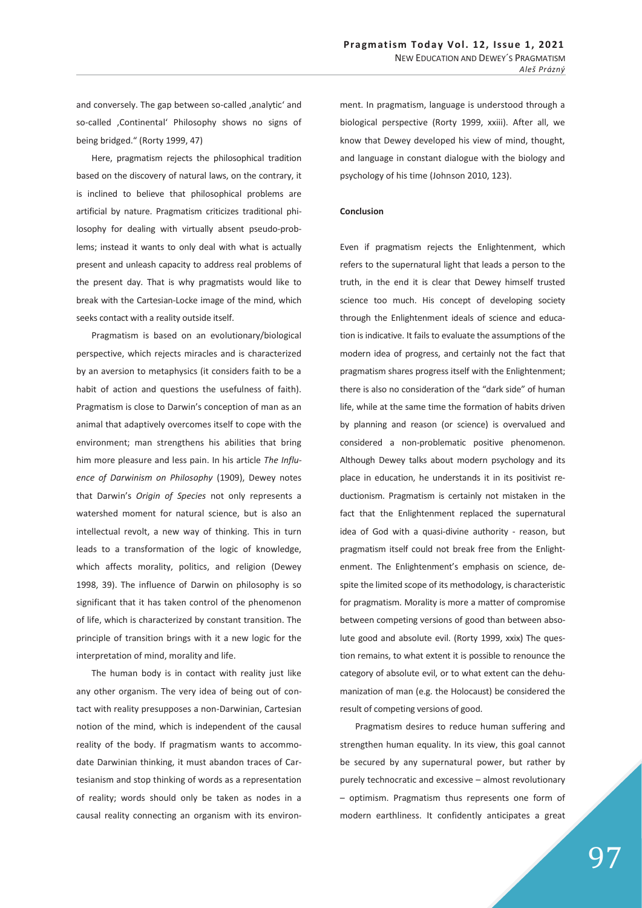and conversely. The gap between so-called ‚analytic' and so-called ‚Continental' Philosophy shows no signs of being bridged." (Rorty 1999, 47)

Here, pragmatism rejects the philosophical tradition based on the discovery of natural laws, on the contrary, it is inclined to believe that philosophical problems are artificial by nature. Pragmatism criticizes traditional philosophy for dealing with virtually absent pseudo-problems; instead it wants to only deal with what is actually present and unleash capacity to address real problems of the present day. That is why pragmatists would like to break with the Cartesian-Locke image of the mind, which seeks contact with a reality outside itself.

Pragmatism is based on an evolutionary/biological perspective, which rejects miracles and is characterized by an aversion to metaphysics (it considers faith to be a habit of action and questions the usefulness of faith). Pragmatism is close to Darwin's conception of man as an animal that adaptively overcomes itself to cope with the environment; man strengthens his abilities that bring him more pleasure and less pain. In his article *The Influence of Darwinism on Philosophy* (1909), Dewey notes that Darwin's *Origin of Species* not only represents a watershed moment for natural science, but is also an intellectual revolt, a new way of thinking. This in turn leads to a transformation of the logic of knowledge, which affects morality, politics, and religion (Dewey 1998, 39). The influence of Darwin on philosophy is so significant that it has taken control of the phenomenon of life, which is characterized by constant transition. The principle of transition brings with it a new logic for the interpretation of mind, morality and life.

The human body is in contact with reality just like any other organism. The very idea of being out of contact with reality presupposes a non-Darwinian, Cartesian notion of the mind, which is independent of the causal reality of the body. If pragmatism wants to accommodate Darwinian thinking, it must abandon traces of Cartesianism and stop thinking of words as a representation of reality; words should only be taken as nodes in a causal reality connecting an organism with its environment. In pragmatism, language is understood through a biological perspective (Rorty 1999, xxiii). After all, we know that Dewey developed his view of mind, thought, and language in constant dialogue with the biology and psychology of his time (Johnson 2010, 123).

## Conclusion

Even if pragmatism rejects the Enlightenment, which refers to the supernatural light that leads a person to the truth, in the end it is clear that Dewey himself trusted science too much. His concept of developing society through the Enlightenment ideals of science and education is indicative. It fails to evaluate the assumptions of the modern idea of progress, and certainly not the fact that pragmatism shares progress itself with the Enlightenment; there is also no consideration of the "dark side" of human life, while at the same time the formation of habits driven by planning and reason (or science) is overvalued and considered a non-problematic positive phenomenon. Although Dewey talks about modern psychology and its place in education, he understands it in its positivist reductionism. Pragmatism is certainly not mistaken in the fact that the Enlightenment replaced the supernatural idea of God with a quasi-divine authority - reason, but pragmatism itself could not break free from the Enlightenment. The Enlightenment's emphasis on science, despite the limited scope of its methodology, is characteristic for pragmatism. Morality is more a matter of compromise between competing versions of good than between absolute good and absolute evil. (Rorty 1999, xxix) The question remains, to what extent it is possible to renounce the category of absolute evil, or to what extent can the dehumanization of man (e.g. the Holocaust) be considered the result of competing versions of good.

Pragmatism desires to reduce human suffering and strengthen human equality. In its view, this goal cannot be secured by any supernatural power, but rather by purely technocratic and excessive – almost revolutionary – optimism. Pragmatism thus represents one form of modern earthliness. It confidently anticipates a great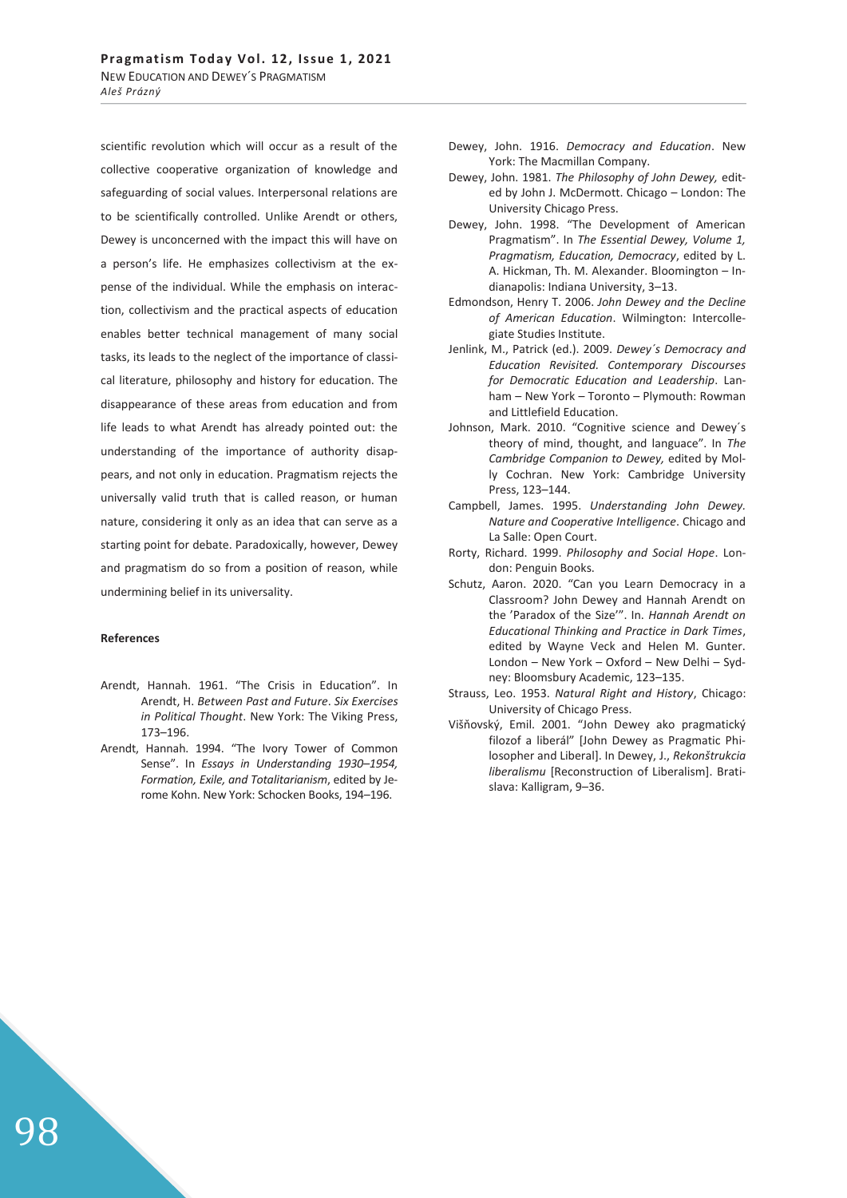scientific revolution which will occur as a result of the collective cooperative organization of knowledge and safeguarding of social values. Interpersonal relations are to be scientifically controlled. Unlike Arendt or others, Dewey is unconcerned with the impact this will have on a person's life. He emphasizes collectivism at the expense of the individual. While the emphasis on interaction, collectivism and the practical aspects of education enables better technical management of many social tasks, its leads to the neglect of the importance of classical literature, philosophy and history for education. The disappearance of these areas from education and from life leads to what Arendt has already pointed out: the understanding of the importance of authority disappears, and not only in education. Pragmatism rejects the universally valid truth that is called reason, or human nature, considering it only as an idea that can serve as a starting point for debate. Paradoxically, however, Dewey and pragmatism do so from a position of reason, while undermining belief in its universality.

**References**

Arendt, Hannah. 1961. "The Crisis in Education". In Arendt, H. *Between Past and Future*. *Six Exercises in Political Thought*. New York: The Viking Press, 173–196.

Arendt, Hannah. 1994. "The Ivory Tower of Common Sense". In *Essays in Understanding 1930–1954, Formation, Exile, and Totalitarianism*, edited by Jerome Kohn. New York: Schocken Books, 194–196.

Dewey, John. 1916. *Democracy and Education*. New York: The Macmillan Company.

Dewey, John. 1981. *The Philosophy of John Dewey,* edited by John J. McDermott. Chicago – London: The University Chicago Press.

Dewey, John. 1998. "The Development of American Pragmatism". In *The Essential Dewey, Volume 1, Pragmatism, Education, Democracy*, edited by L. A. Hickman, Th. M. Alexander. Bloomington – Indianapolis: Indiana University, 3–13.

Edmondson, Henry T. 2006. *John Dewey and the Decline of American Education*. Wilmington: Intercollegiate Studies Institute.

Jenlink, M., Patrick (ed.). 2009. *Dewey´s Democracy and Education Revisited. Contemporary Discourses for Democratic Education and Leadership*. Lanham – New York – Toronto – Plymouth: Rowman and Littlefield Education.

Johnson, Mark. 2010. "Cognitive science and Dewey´s theory of mind, thought, and language". In *The Cambridge Companion to Dewey,* edited by Molly Cochran. New York: Cambridge University Press, 123–144.

Campbell, James. 1995. *Understanding John Dewey. Nature and Cooperative Intelligence*. Chicago and La Salle: Open Court.

Rorty, Richard. 1999. *Philosophy and Social Hope*. London: Penguin Books.

Schutz, Aaron. 2020. "Can you Learn Democracy in a Classroom? John Dewey and Hannah Arendt on the 'Paradox of the Size'". In. *Hannah Arendt on Educational Thinking and Practice in Dark Times*, edited by Wayne Veck and Helen M. Gunter. London – New York – Oxford – New Delhi – Sydney: Bloomsbury Academic, 123–135.

Strauss, Leo. 1953. *Natural Right and History*, Chicago: University of Chicago Press.

Višňovský, Emil. 2001. "John Dewey ako pragmatický filozof a liberál" [John Dewey as Pragmatic Philosopher and Liberal]. In Dewey, J., *Rekonštrukcia liberalismu* [Reconstruction of Liberalism]. Bratislava: Kalligram, 9–36.